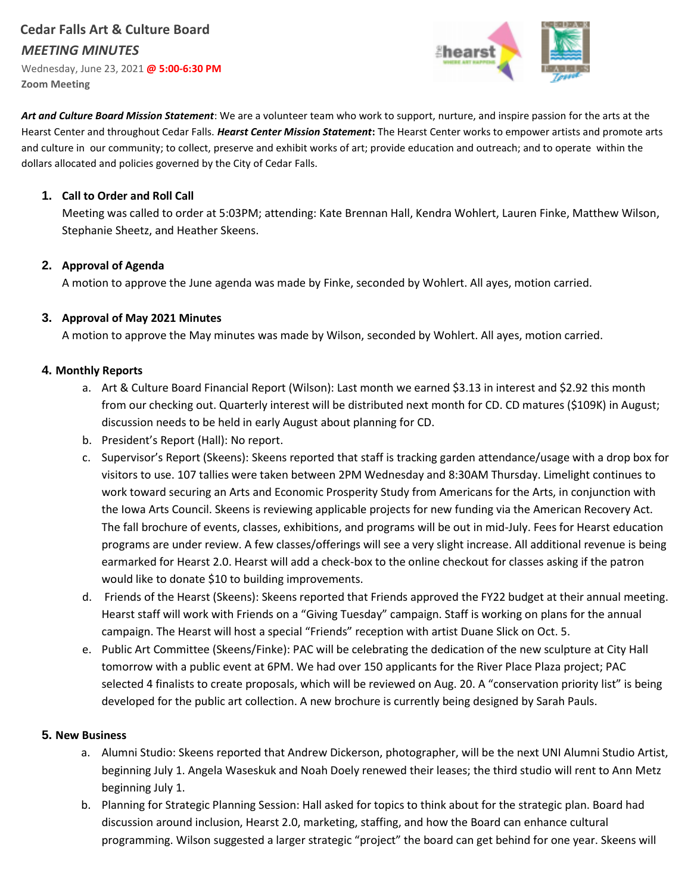# Cedar Falls Art & Culture Board

## *MEETING MINUTES*

Wednesday, June 23, 2021 **@ 5:00-6:30 PM**
**Zoom Meeting**

***Art and Culture Board Mission Statement***: We are a volunteer team who work to support, nurture, and inspire passion for the arts at the Hearst Center and throughout Cedar Falls. ***Hearst Center Mission Statement*:** The Hearst Center works to empower artists and promote arts and culture in our community; to collect, preserve and exhibit works of art; provide education and outreach; and to operate within the dollars allocated and policies governed by the City of Cedar Falls.

1. **Call to Order and Roll Call**
   Meeting was called to order at 5:03PM; attending: Kate Brennan Hall, Kendra Wohlert, Lauren Finke, Matthew Wilson, Stephanie Sheetz, and Heather Skeens.

2. **Approval of Agenda**
   A motion to approve the June agenda was made by Finke, seconded by Wohlert. All ayes, motion carried.

3. **Approval of May 2021 Minutes**
   A motion to approve the May minutes was made by Wilson, seconded by Wohlert. All ayes, motion carried.

4. **Monthly Reports**
   a. Art & Culture Board Financial Report (Wilson): Last month we earned $3.13 in interest and $2.92 this month from our checking out. Quarterly interest will be distributed next month for CD. CD matures ($109K) in August; discussion needs to be held in early August about planning for CD.
   b. President's Report (Hall): No report.
   c. Supervisor's Report (Skeens): Skeens reported that staff is tracking garden attendance/usage with a drop box for visitors to use. 107 tallies were taken between 2PM Wednesday and 8:30AM Thursday. Limelight continues to work toward securing an Arts and Economic Prosperity Study from Americans for the Arts, in conjunction with the Iowa Arts Council. Skeens is reviewing applicable projects for new funding via the American Recovery Act. The fall brochure of events, classes, exhibitions, and programs will be out in mid-July. Fees for Hearst education programs are under review. A few classes/offerings will see a very slight increase. All additional revenue is being earmarked for Hearst 2.0. Hearst will add a check-box to the online checkout for classes asking if the patron would like to donate $10 to building improvements.
   d. Friends of the Hearst (Skeens): Skeens reported that Friends approved the FY22 budget at their annual meeting. Hearst staff will work with Friends on a "Giving Tuesday" campaign. Staff is working on plans for the annual campaign. The Hearst will host a special "Friends" reception with artist Duane Slick on Oct. 5.
   e. Public Art Committee (Skeens/Finke): PAC will be celebrating the dedication of the new sculpture at City Hall tomorrow with a public event at 6PM. We had over 150 applicants for the River Place Plaza project; PAC selected 4 finalists to create proposals, which will be reviewed on Aug. 20. A "conservation priority list" is being developed for the public art collection. A new brochure is currently being designed by Sarah Pauls.

5. **New Business**
   a. Alumni Studio: Skeens reported that Andrew Dickerson, photographer, will be the next UNI Alumni Studio Artist, beginning July 1. Angela Waseskuk and Noah Doely renewed their leases; the third studio will rent to Ann Metz beginning July 1.
   b. Planning for Strategic Planning Session: Hall asked for topics to think about for the strategic plan. Board had discussion around inclusion, Hearst 2.0, marketing, staffing, and how the Board can enhance cultural programming. Wilson suggested a larger strategic "project" the board can get behind for one year. Skeens will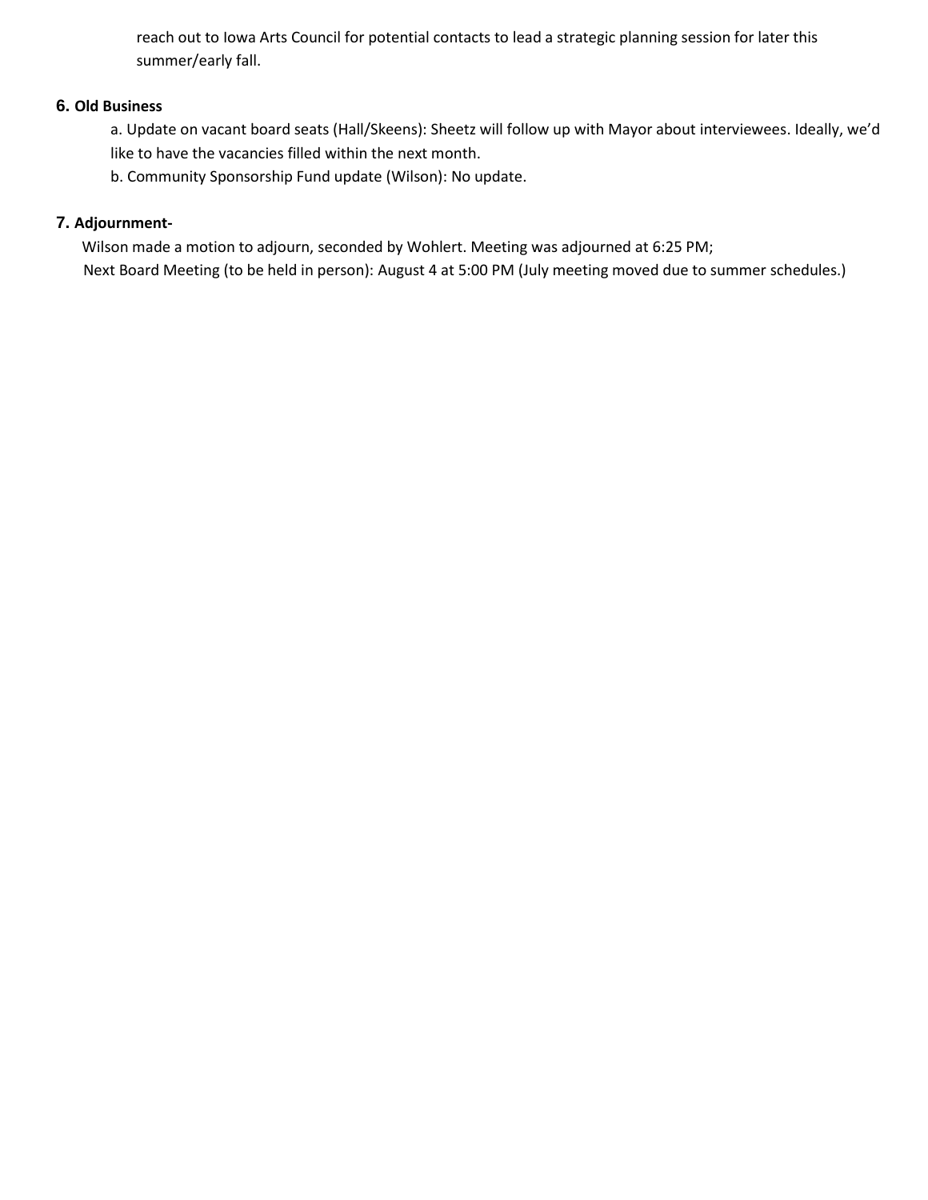reach out to Iowa Arts Council for potential contacts to lead a strategic planning session for later this summer/early fall.

**6. Old Business**

a. Update on vacant board seats (Hall/Skeens): Sheetz will follow up with Mayor about interviewees. Ideally, we'd like to have the vacancies filled within the next month.

b. Community Sponsorship Fund update (Wilson): No update.

**7. Adjournment-**

Wilson made a motion to adjourn, seconded by Wohlert. Meeting was adjourned at 6:25 PM;

Next Board Meeting (to be held in person): August 4 at 5:00 PM (July meeting moved due to summer schedules.)